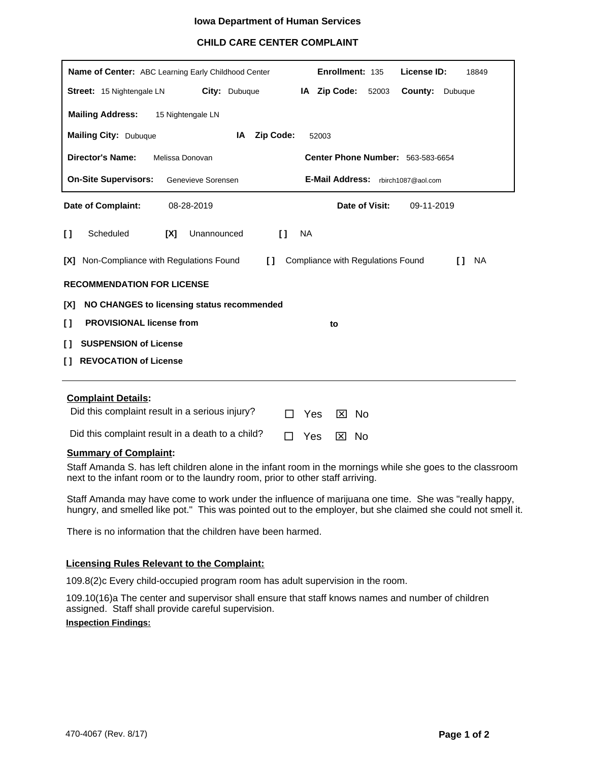**Iowa Department of Human Services**

**CHILD CARE CENTER COMPLAINT**

| | | | |
|---|---|---|---|
| **Name of Center:** ABC Learning Early Childhood Center | **Enrollment:** 135 | **License ID:** 18849 | |
| **Street:** 15 Nightengale LN | **City:** Dubuque | **IA Zip Code:** 52003 | **County:** Dubuque |
| **Mailing Address:** 15 Nightengale LN | | | |
| **Mailing City:** Dubuque | **IA Zip Code:** 52003 | | |
| **Director's Name:** Melissa Donovan | **Center Phone Number:** 563-583-6654 | | |
| **On-Site Supervisors:** Genevieve Sorensen | **E-Mail Address:** rbirch1087@aol.com | | |

**Date of Complaint:** 08-28-2019 **Date of Visit:** 09-11-2019

[ ] Scheduled [X] Unannounced [ ] NA

[X] Non-Compliance with Regulations Found [ ] Compliance with Regulations Found [ ] NA

**RECOMMENDATION FOR LICENSE**

[X] **NO CHANGES to licensing status recommended**

[ ] **PROVISIONAL license from** **to**

[ ] **SUSPENSION of License**

[ ] **REVOCATION of License**

---

**Complaint Details:**

Did this complaint result in a serious injury? ☐ Yes ☒ No

Did this complaint result in a death to a child? ☐ Yes ☒ No

**Summary of Complaint:**

Staff Amanda S. has left children alone in the infant room in the mornings while she goes to the classroom next to the infant room or to the laundry room, prior to other staff arriving.

Staff Amanda may have come to work under the influence of marijuana one time. She was "really happy, hungry, and smelled like pot." This was pointed out to the employer, but she claimed she could not smell it.

There is no information that the children have been harmed.

**Licensing Rules Relevant to the Complaint:**

109.8(2)c Every child-occupied program room has adult supervision in the room.

109.10(16)a The center and supervisor shall ensure that staff knows names and number of children assigned. Staff shall provide careful supervision.

**Inspection Findings:**

470-4067 (Rev. 8/17)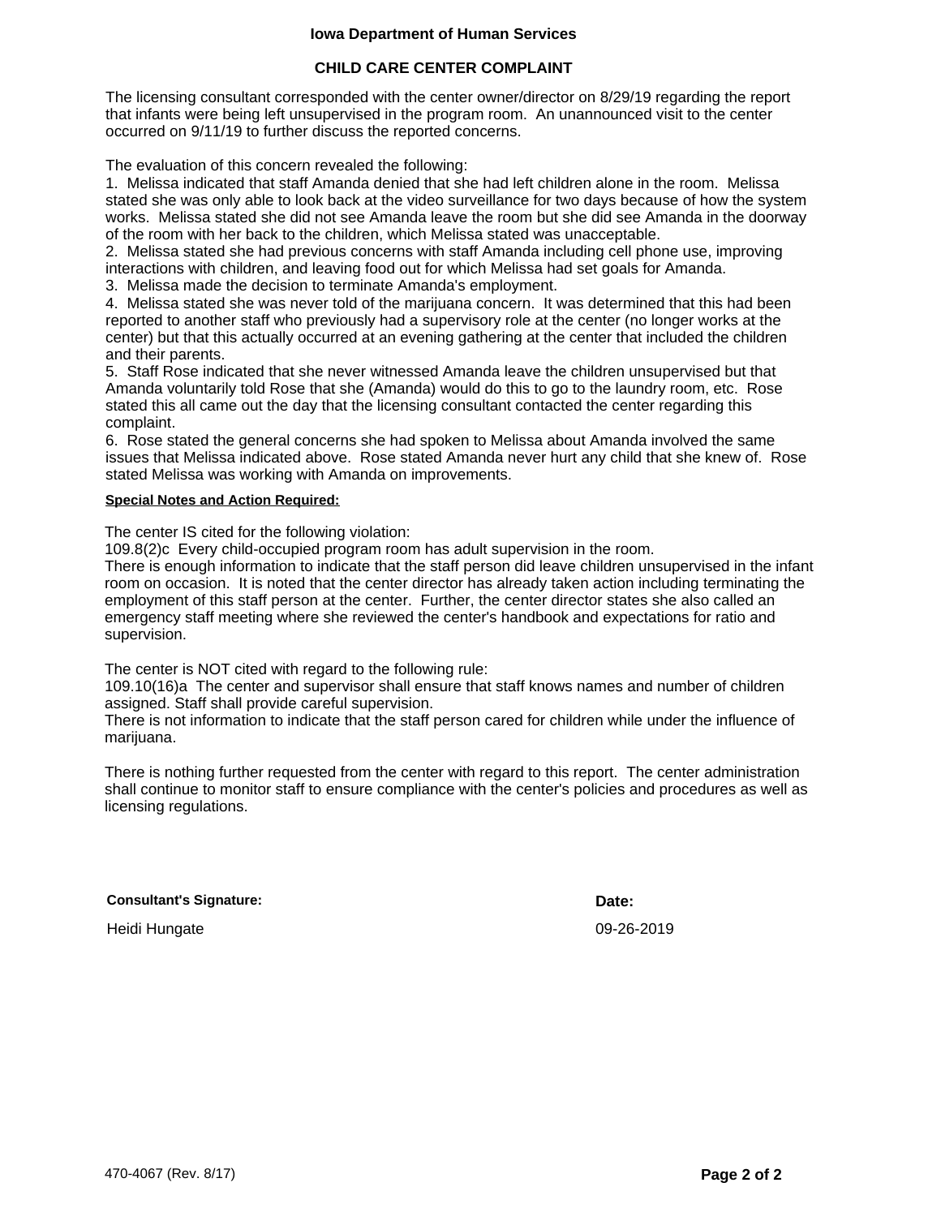**Iowa Department of Human Services**

**CHILD CARE CENTER COMPLAINT**

The licensing consultant corresponded with the center owner/director on 8/29/19 regarding the report that infants were being left unsupervised in the program room. An unannounced visit to the center occurred on 9/11/19 to further discuss the reported concerns.

The evaluation of this concern revealed the following:

1. Melissa indicated that staff Amanda denied that she had left children alone in the room. Melissa stated she was only able to look back at the video surveillance for two days because of how the system works. Melissa stated she did not see Amanda leave the room but she did see Amanda in the doorway of the room with her back to the children, which Melissa stated was unacceptable.
2. Melissa stated she had previous concerns with staff Amanda including cell phone use, improving interactions with children, and leaving food out for which Melissa had set goals for Amanda.
3. Melissa made the decision to terminate Amanda's employment.
4. Melissa stated she was never told of the marijuana concern. It was determined that this had been reported to another staff who previously had a supervisory role at the center (no longer works at the center) but that this actually occurred at an evening gathering at the center that included the children and their parents.
5. Staff Rose indicated that she never witnessed Amanda leave the children unsupervised but that Amanda voluntarily told Rose that she (Amanda) would do this to go to the laundry room, etc. Rose stated this all came out the day that the licensing consultant contacted the center regarding this complaint.
6. Rose stated the general concerns she had spoken to Melissa about Amanda involved the same issues that Melissa indicated above. Rose stated Amanda never hurt any child that she knew of. Rose stated Melissa was working with Amanda on improvements.

**Special Notes and Action Required:**

The center IS cited for the following violation:
109.8(2)c Every child-occupied program room has adult supervision in the room.
There is enough information to indicate that the staff person did leave children unsupervised in the infant room on occasion. It is noted that the center director has already taken action including terminating the employment of this staff person at the center. Further, the center director states she also called an emergency staff meeting where she reviewed the center's handbook and expectations for ratio and supervision.

The center is NOT cited with regard to the following rule:
109.10(16)a The center and supervisor shall ensure that staff knows names and number of children assigned. Staff shall provide careful supervision.
There is not information to indicate that the staff person cared for children while under the influence of marijuana.

There is nothing further requested from the center with regard to this report. The center administration shall continue to monitor staff to ensure compliance with the center's policies and procedures as well as licensing regulations.

**Consultant's Signature:** Heidi Hungate

**Date:** 09-26-2019

470-4067 (Rev. 8/17)